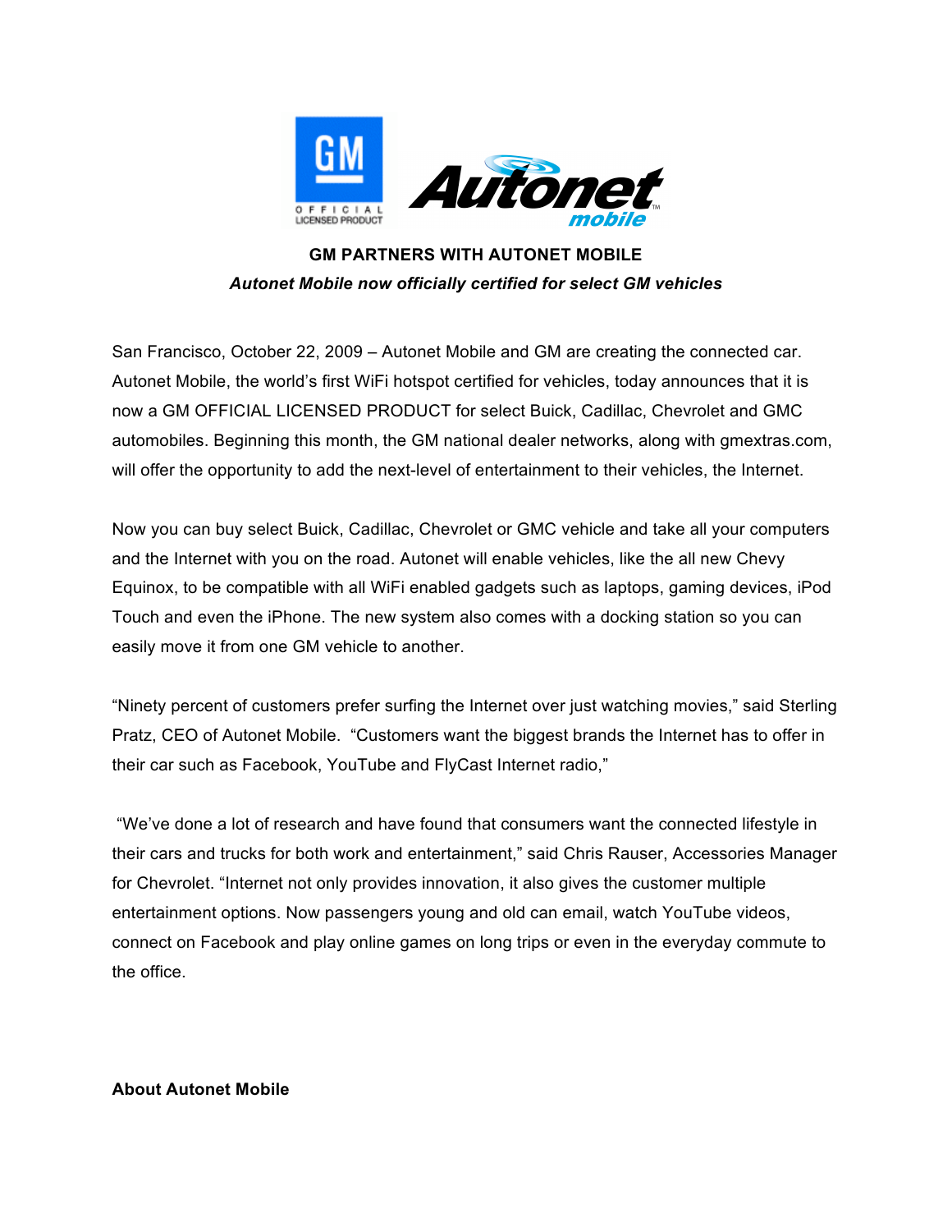**GM PARTNERS WITH AUTONET MOBILE**

***Autonet Mobile now officially certified for select GM vehicles***

San Francisco, October 22, 2009 – Autonet Mobile and GM are creating the connected car. Autonet Mobile, the world's first WiFi hotspot certified for vehicles, today announces that it is now a GM OFFICIAL LICENSED PRODUCT for select Buick, Cadillac, Chevrolet and GMC automobiles. Beginning this month, the GM national dealer networks, along with gmextras.com, will offer the opportunity to add the next-level of entertainment to their vehicles, the Internet.

Now you can buy select Buick, Cadillac, Chevrolet or GMC vehicle and take all your computers and the Internet with you on the road. Autonet will enable vehicles, like the all new Chevy Equinox, to be compatible with all WiFi enabled gadgets such as laptops, gaming devices, iPod Touch and even the iPhone. The new system also comes with a docking station so you can easily move it from one GM vehicle to another.

"Ninety percent of customers prefer surfing the Internet over just watching movies," said Sterling Pratz, CEO of Autonet Mobile. "Customers want the biggest brands the Internet has to offer in their car such as Facebook, YouTube and FlyCast Internet radio,"

"We've done a lot of research and have found that consumers want the connected lifestyle in their cars and trucks for both work and entertainment," said Chris Rauser, Accessories Manager for Chevrolet. "Internet not only provides innovation, it also gives the customer multiple entertainment options. Now passengers young and old can email, watch YouTube videos, connect on Facebook and play online games on long trips or even in the everyday commute to the office.

**About Autonet Mobile**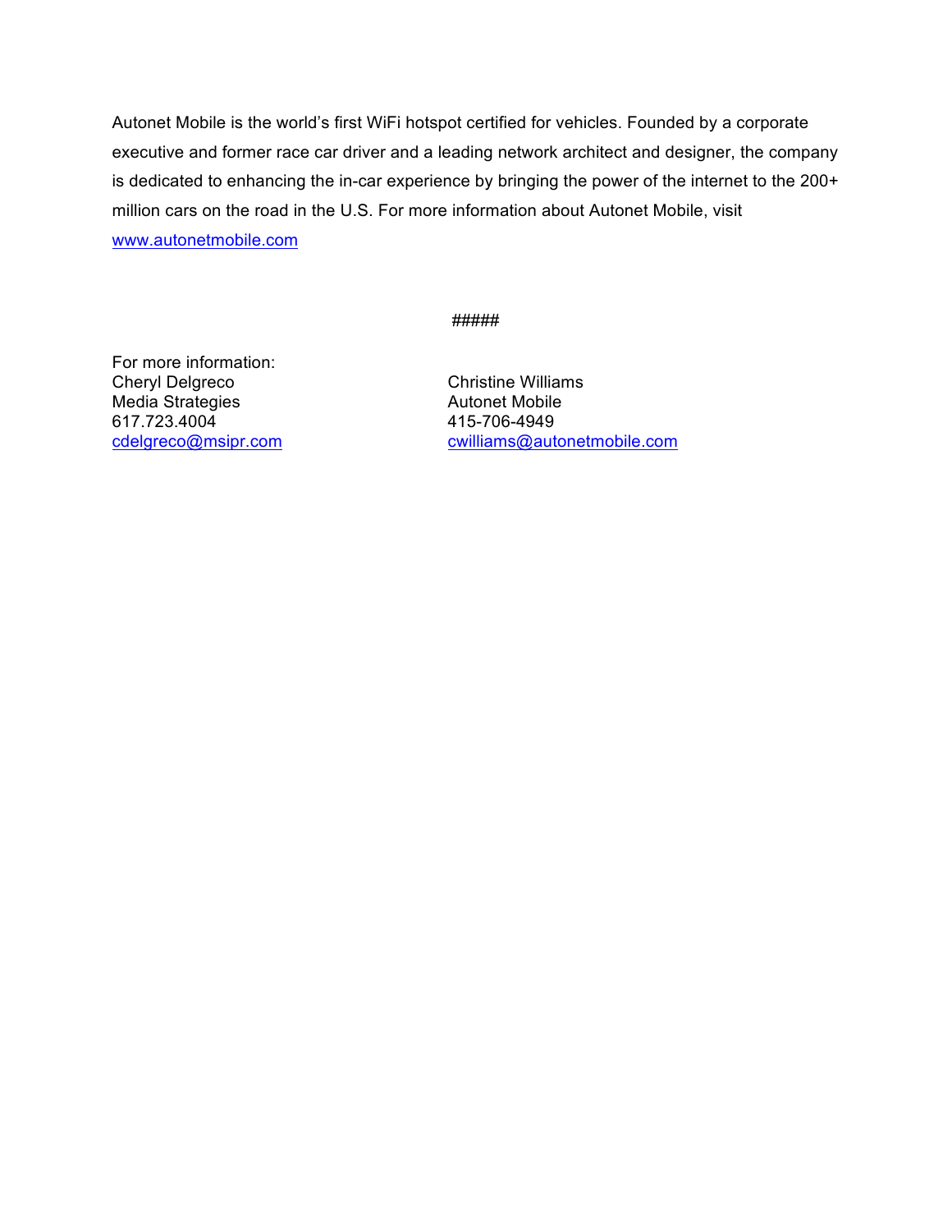Autonet Mobile is the world's first WiFi hotspot certified for vehicles. Founded by a corporate executive and former race car driver and a leading network architect and designer, the company is dedicated to enhancing the in-car experience by bringing the power of the internet to the 200+ million cars on the road in the U.S. For more information about Autonet Mobile, visit www.autonetmobile.com

#####

For more information:

Cheryl Delgreco
Media Strategies
617.723.4004
cdelgreco@msipr.com

Christine Williams
Autonet Mobile
415-706-4949
cwilliams@autonetmobile.com